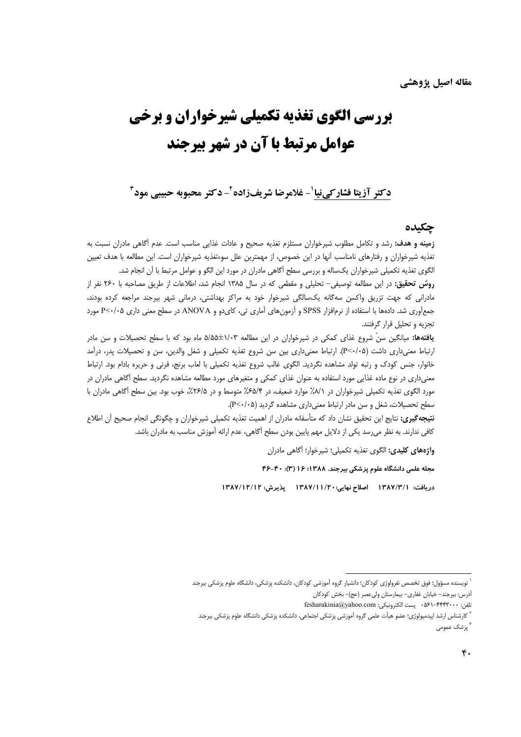مقاله اصیل پژوهشی

# بررسی الگوی تغذیه تکمیلی شیرخواران و برخی عوامل مرتبط با آن در شهر بیرجند

**دکتر آزیتا فشارکی‌نیا[1] - غلامرضا شریف‌زاده[2] - دکتر محبوبه حبیبی مود[3]**

## چکیده

**زمینه و هدف:** رشد و تکامل مطلوب شیرخواران مستلزم تغذیه صحیح و عادات غذایی مناسب است. عدم آگاهی مادران نسبت به تغذیه شیرخواران و رفتارهای نامناسب آنها در این خصوص، از مهمترین علل سوءتغذیه شیرخواران است. این مطالعه با هدف تعیین الگوی تغذیه تکمیلی شیرخواران یک‌ساله و بررسی سطح آگاهی مادران در مورد این الگو و عوامل مرتبط با آن انجام شد.

**روش تحقیق:** در این مطالعه توصیفی- تحلیلی و مقطعی که در سال ۱۳۸۵ انجام شد، اطلاعات از طریق مصاحبه با ۲۶۰ نفر از مادرانی که جهت تزریق واکسن سه‌گانه یک‌سالگی شیرخوار خود به مراکز بهداشتی، درمانی شهر بیرجند مراجعه کرده بودند، جمع‌آوری شد. داده‌ها با استفاده از نرم‌افزار SPSS و آزمون‌های آماری تی، کای‌دو و ANOVA در سطح معنی داری P<۰/۰۵ مورد تجزیه و تحلیل قرار گرفتند.

**یافته‌ها:** میانگین سنّ شروع غذای کمکی در شیرخواران در این مطالعه ۱/۰۳±۵/۵۵ ماه بود که با سطح تحصیلات و سن مادر ارتباط معنی‌داری داشت (P<۰/۰۵). ارتباط معنی‌داری بین سن شروع تغذیه تکمیلی و شغل والدین، سن و تحصیلات پدر، درآمد خانوار، جنس کودک و رتبه تولد مشاهده نگردید. الگوی غالب شروع تغذیه تکمیلی با لعاب برنج، فرنی و حریره بادام بود. ارتباط معنی‌داری در نوع ماده غذایی مورد استفاده به عنوان غذای کمکی و متغیرهای مورد مطالعه مشاهده نگردید. سطح آگاهی مادران در مورد الگوی تغذیه تکمیلی شیرخواران در ۸/۱٪ موارد ضعیف، در ۶۵/۴٪ متوسط و در ۲۶/۵٪ خوب بود. بین سطح آگاهی مادران با سطح تحصیلات، شغل و سن مادر ارتباط معنی‌داری مشاهده گردید (P<۰/۰۵).

**نتیجه‌گیری:** نتایج این تحقیق نشان داد که متأسفانه مادران از اهمیت تغذیه تکمیلی شیرخواران و چگونگی انجام صحیح آن اطلاع کافی ندارند. به نظر می‌رسد یکی از دلایل مهم پایین بودن سطح آگاهی، عدم ارائه آموزش مناسب به مادران باشد.

**واژه‌های کلیدی:** الگوی تغذیه تکمیلی؛ شیرخوار؛ آگاهی مادران

**مجله علمی دانشگاه علوم پزشکی بیرجند. ۱۳۸۸؛ ۱۶ (۳): ۴۰-۴۶**

**دریافت: ۱۳۸۷/۳/۱ اصلاح نهایی: ۱۳۸۷/۱۱/۲۰ پذیرش: ۱۳۸۷/۱۲/۱۲**

---

[1] نویسنده مسؤول؛ فوق تخصص نفرولوژی کودکان؛ دانشیار گروه آموزشی کودکان، دانشکده پزشکی، دانشگاه علوم پزشکی بیرجند
آدرس: بیرجند- خیابان غفاری- بیمارستان ولی‌عصر (عج)- بخش کودکان
تلفن: ۴۴۴۳۰۰۰-۰۵۶۱ پست الکترونیکی: fesharakinia@yahoo.com

[2] کارشناس ارشد اپیدمیولوژی؛ عضو هیأت علمی گروه آموزشی پزشکی اجتماعی، دانشکده پزشکی دانشگاه علوم پزشکی بیرجند

[3] پزشک عمومی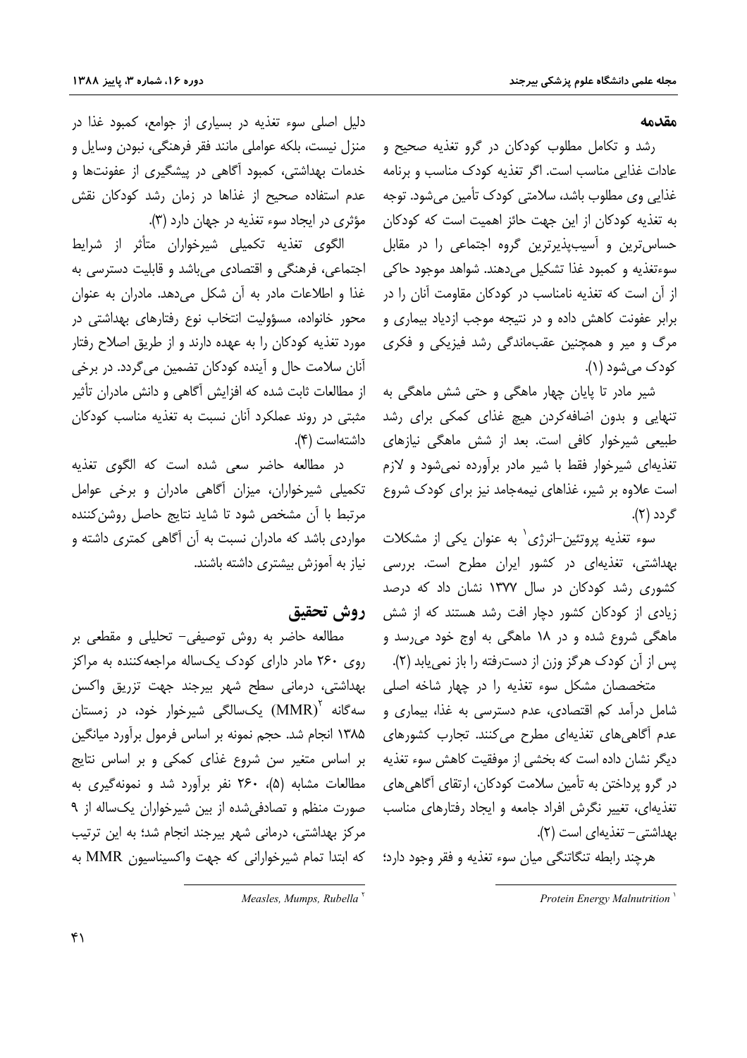## مقدمه

رشد و تکامل مطلوب کودکان در گرو تغذیه صحیح و عادات غذایی مناسب است. اگر تغذیه کودک مناسب و برنامه غذایی وی مطلوب باشد، سلامتی کودک تأمین می‌شود. توجه به تغذیه کودکان از این جهت حائز اهمیت است که کودکان حساس‌ترین و آسیب‌پذیرترین گروه اجتماعی را در مقابل سوءتغذیه و کمبود غذا تشکیل می‌دهند. شواهد موجود حاکی از آن است که تغذیه نامناسب در کودکان مقاومت آنان را در برابر عفونت کاهش داده و در نتیجه موجب ازدیاد بیماری و مرگ و میر و همچنین عقب‌ماندگی رشد فیزیکی و فکری کودک می‌شود (۱).

شیر مادر تا پایان چهار ماهگی و حتی شش ماهگی به تنهایی و بدون اضافه‌کردن هیچ غذای کمکی برای رشد طبیعی شیرخوار کافی است. بعد از شش ماهگی نیازهای تغذیه‌ای شیرخوار فقط با شیر مادر برآورده نمی‌شود و لازم است علاوه بر شیر، غذاهای نیمه‌جامد نیز برای کودک شروع گردد (۲).

سوء تغذیه پروتئین-انرژی[1] به عنوان یکی از مشکلات بهداشتی، تغذیه‌ای در کشور ایران مطرح است. بررسی کشوری رشد کودکان در سال ۱۳۷۷ نشان داد که درصد زیادی از کودکان کشور دچار افت رشد هستند که از شش ماهگی شروع شده و در ۱۸ ماهگی به اوج خود می‌رسد و پس از آن کودک هرگز وزن از دست‌رفته را باز نمی‌یابد (۲).

متخصصان مشکل سوء تغذیه را در چهار شاخه اصلی شامل درآمد کم اقتصادی، عدم دسترسی به غذا، بیماری و عدم آگاهی‌های تغذیه‌ای مطرح می‌کنند. تجارب کشورهای دیگر نشان داده است که بخشی از موفقیت کاهش سوء تغذیه در گرو پرداختن به تأمین سلامت کودکان، ارتقای آگاهی‌های تغذیه‌ای، تغییر نگرش افراد جامعه و ایجاد رفتارهای مناسب بهداشتی- تغذیه‌ای است (۲).

هرچند رابطه تنگاتنگی میان سوء تغذیه و فقر وجود دارد؛ دلیل اصلی سوء تغذیه در بسیاری از جوامع، کمبود غذا در منزل نیست، بلکه عواملی مانند فقر فرهنگی، نبودن وسایل و خدمات بهداشتی، کمبود آگاهی در پیشگیری از عفونت‌ها و عدم استفاده صحیح از غذاها در زمان رشد کودکان نقش مؤثری در ایجاد سوء تغذیه در جهان دارد (۳).

الگوی تغذیه تکمیلی شیرخواران متأثر از شرایط اجتماعی، فرهنگی و اقتصادی می‌باشد و قابلیت دسترسی به غذا و اطلاعات مادر به آن شکل می‌دهد. مادران به عنوان محور خانواده، مسؤولیت انتخاب نوع رفتارهای بهداشتی در مورد تغذیه کودکان را به عهده دارند و از طریق اصلاح رفتار آنان سلامت حال و آینده کودکان تضمین می‌گردد. در برخی از مطالعات ثابت شده که افزایش آگاهی و دانش مادران تأثیر مثبتی در روند عملکرد آنان نسبت به تغذیه مناسب کودکان داشته‌است (۴).

در مطالعه حاضر سعی شده است که الگوی تغذیه تکمیلی شیرخواران، میزان آگاهی مادران و برخی عوامل مرتبط با آن مشخص شود تا شاید نتایج حاصل روشن‌کننده مواردی باشد که مادران نسبت به آن آگاهی کمتری داشته و نیاز به آموزش بیشتری داشته باشند.

## روش تحقیق

مطالعه حاضر به روش توصیفی- تحلیلی و مقطعی بر روی ۲۶۰ مادر دارای کودک یک‌ساله مراجعه‌کننده به مراکز بهداشتی، درمانی سطح شهر بیرجند جهت تزریق واکسن سه‌گانه (MMR)[2] یک‌سالگی شیرخوار خود، در زمستان ۱۳۸۵ انجام شد. حجم نمونه بر اساس فرمول برآورد میانگین بر اساس متغیر سن شروع غذای کمکی و بر اساس نتایج مطالعات مشابه (۵)، ۲۶۰ نفر برآورد شد و نمونه‌گیری به صورت منظم و تصادفی‌شده از بین شیرخواران یک‌ساله از ۹ مرکز بهداشتی، درمانی شهر بیرجند انجام شد؛ به این ترتیب که ابتدا تمام شیرخوارانی که جهت واکسیناسیون MMR به

---

[1] *Protein Energy Malnutrition*

[2] *Measles, Mumps, Rubella*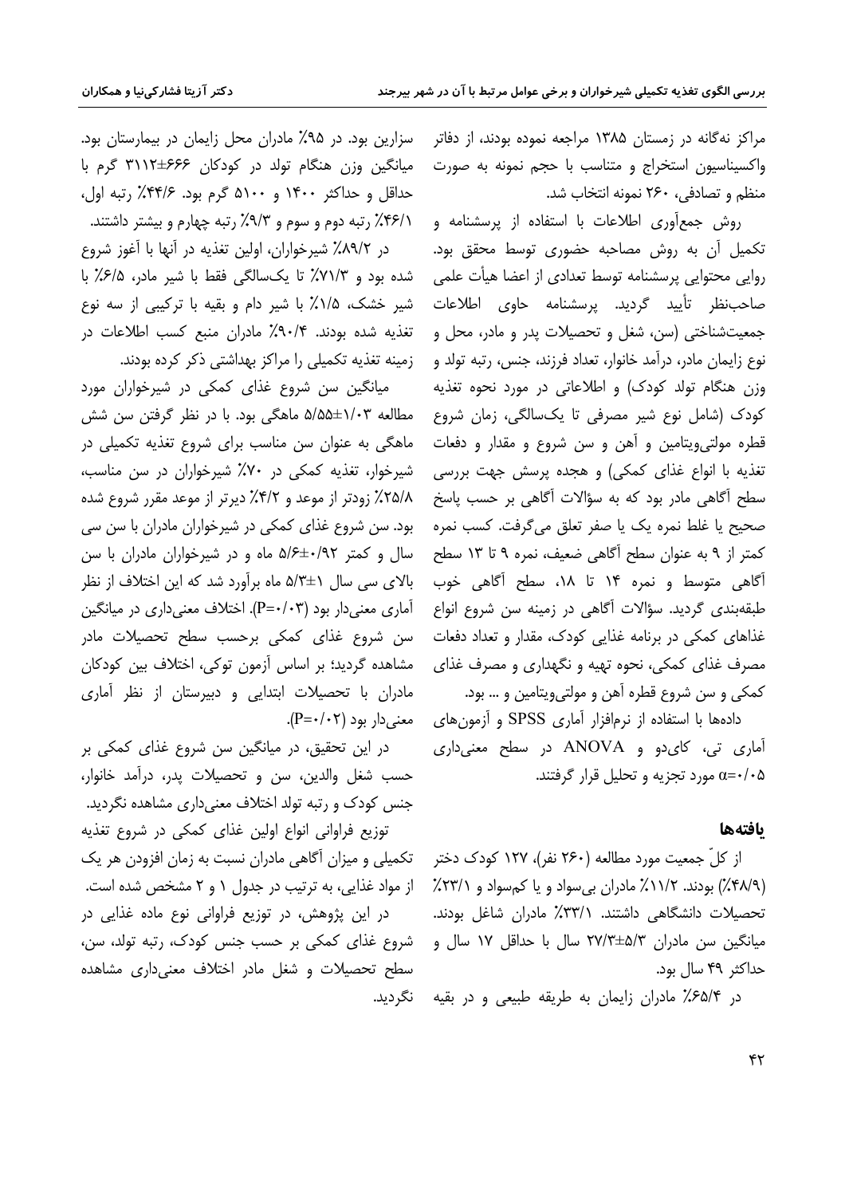مراکز نه‌گانه در زمستان ۱۳۸۵ مراجعه نموده بودند، از دفاتر واکسیناسیون استخراج و متناسب با حجم نمونه به صورت منظم و تصادفی، ۲۶۰ نمونه انتخاب شد.

روش جمع‌آوری اطلاعات با استفاده از پرسشنامه و تکمیل آن به روش مصاحبه حضوری توسط محقق بود. روایی محتوایی پرسشنامه توسط تعدادی از اعضا هیأت علمی صاحب‌نظر تأیید گردید. پرسشنامه حاوی اطلاعات جمعیت‌شناختی (سن، شغل و تحصیلات پدر و مادر، محل و نوع زایمان مادر، درآمد خانوار، تعداد فرزند، جنس، رتبه تولد و وزن هنگام تولد کودک) و اطلاعاتی در مورد نحوه تغذیه کودک (شامل نوع شیر مصرفی تا یک‌سالگی، زمان شروع قطره مولتی‌ویتامین و آهن و سن شروع و مقدار و دفعات تغذیه با انواع غذای کمکی) و هجده پرسش جهت بررسی سطح آگاهی مادر بود که به سؤالات آگاهی بر حسب پاسخ صحیح یا غلط نمره یک یا صفر تعلق می‌گرفت. کسب نمره کمتر از ۹ به عنوان سطح آگاهی ضعیف، نمره ۹ تا ۱۳ سطح آگاهی متوسط و نمره ۱۴ تا ۱۸، سطح آگاهی خوب طبقه‌بندی گردید. سؤالات آگاهی در زمینه سن شروع انواع غذاهای کمکی در برنامه غذایی کودک، مقدار و تعداد دفعات مصرف غذای کمکی، نحوه تهیه و نگهداری و مصرف غذای کمکی و سن شروع قطره آهن و مولتی‌ویتامین و ... بود.

داده‌ها با استفاده از نرم‌افزار آماری SPSS و آزمون‌های آماری تی، کای‌دو و ANOVA در سطح معنی‌داری $\alpha=0.05$ مورد تجزیه و تحلیل قرار گرفتند.

## یافته‌ها

از کلّ جمعیت مورد مطالعه (۲۶۰ نفر)، ۱۲۷ کودک دختر (۴۸/۹٪) بودند. ۱۱/۲٪ مادران بی‌سواد و یا کم‌سواد و ۲۳/۱٪ تحصیلات دانشگاهی داشتند. ۳۳/۱٪ مادران شاغل بودند. میانگین سن مادران ۵/۳±۲۷/۳ سال با حداقل ۱۷ سال و حداکثر ۴۹ سال بود.

در ۶۵/۴٪ مادران زایمان به طریقه طبیعی و در بقیه سزارین بود. در ۹۵٪ مادران محل زایمان در بیمارستان بود. میانگین وزن هنگام تولد در کودکان ۶۶۶±۳۱۱۲ گرم با حداقل و حداکثر ۱۴۰۰ و ۵۱۰۰ گرم بود. ۴۴/۶٪ رتبه اول، ۴۶/۱٪ رتبه دوم و سوم و ۹/۳٪ رتبه چهارم و بیشتر داشتند.

در ۸۹/۲٪ شیرخواران، اولین تغذیه در آنها با آغوز شروع شده بود و ۷۱/۳٪ تا یک‌سالگی فقط با شیر مادر، ۶/۵٪ با شیر خشک، ۱/۵٪ با شیر دام و بقیه با ترکیبی از سه نوع تغذیه شده بودند. ۹۰/۴٪ مادران منبع کسب اطلاعات در زمینه تغذیه تکمیلی را مراکز بهداشتی ذکر کرده بودند.

میانگین سن شروع غذای کمکی در شیرخواران مورد مطالعه ۱/۰۳±۵/۵۵ ماهگی بود. با در نظر گرفتن سن شش ماهگی به عنوان سن مناسب برای شروع تغذیه تکمیلی در شیرخوار، تغذیه کمکی در ۷۰٪ شیرخواران در سن مناسب، ۲۵/۸٪ زودتر از موعد و ۴/۲٪ دیرتر از موعد مقرر شروع شده بود. سن شروع غذای کمکی در شیرخواران مادران با سن سی سال و کمتر ۰/۹۲±۵/۶ ماه و در شیرخواران مادران با سن بالای سی سال ۱±۵/۳ ماه برآورد شد که این اختلاف از نظر آماری معنی‌دار بود (P=۰/۰۳). اختلاف معنی‌داری در میانگین سن شروع غذای کمکی برحسب سطح تحصیلات مادر مشاهده گردید؛ بر اساس آزمون توکی، اختلاف بین کودکان مادران با تحصیلات ابتدایی و دبیرستان از نظر آماری معنی‌دار بود (P=۰/۰۲).

در این تحقیق، در میانگین سن شروع غذای کمکی بر حسب شغل والدین، سن و تحصیلات پدر، درآمد خانوار، جنس کودک و رتبه تولد اختلاف معنی‌داری مشاهده نگردید.

توزیع فراوانی انواع اولین غذای کمکی در شروع تغذیه تکمیلی و میزان آگاهی مادران نسبت به زمان افزودن هر یک از مواد غذایی، به ترتیب در جدول ۱ و ۲ مشخص شده است.

در این پژوهش، در توزیع فراوانی نوع ماده غذایی در شروع غذای کمکی بر حسب جنس کودک، رتبه تولد، سن، سطح تحصیلات و شغل مادر اختلاف معنی‌داری مشاهده نگردید.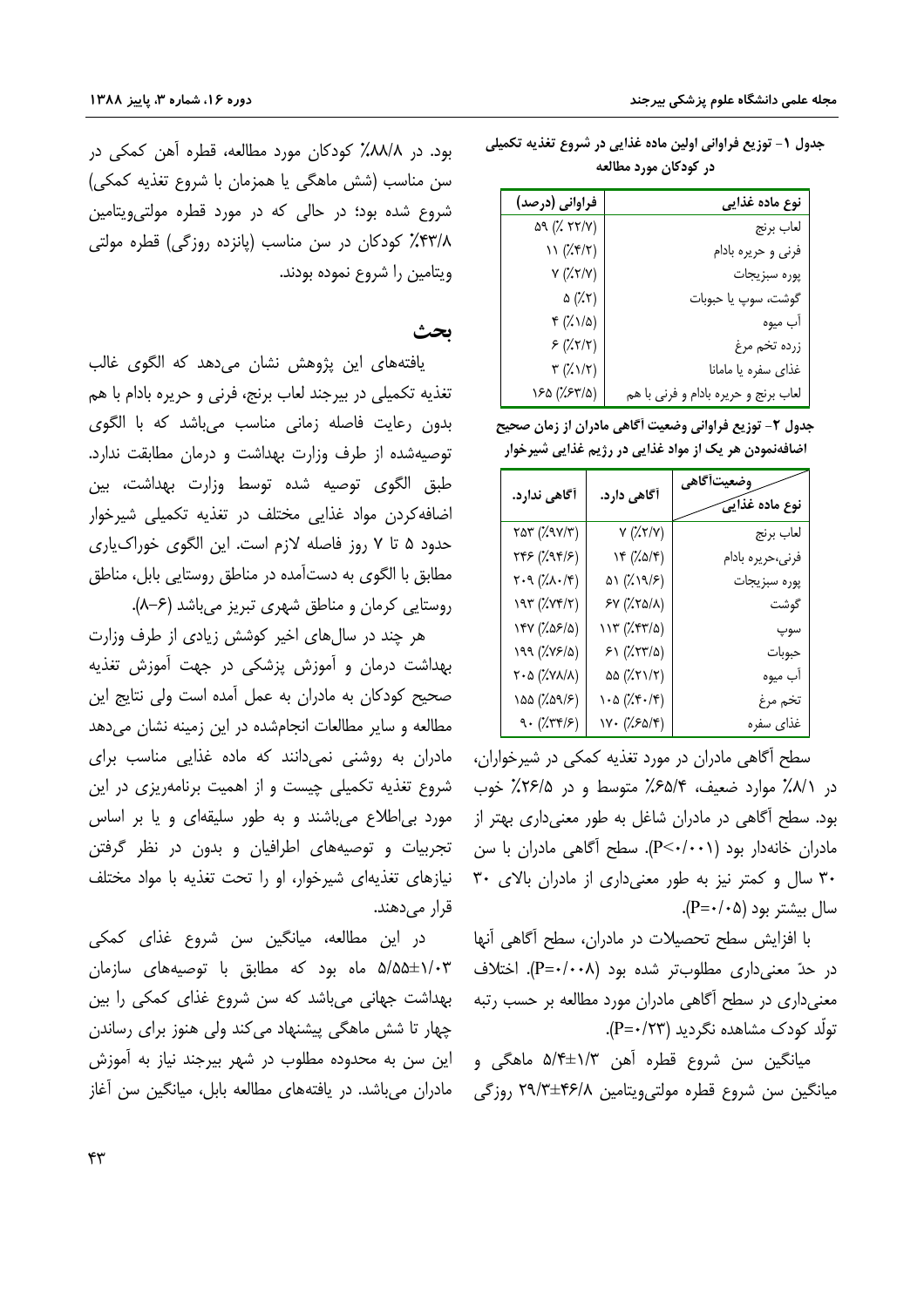**جدول ۱- توزیع فراوانی اولین ماده غذایی در شروع تغذیه تکمیلی در کودکان مورد مطالعه**

| نوع ماده غذایی | فراوانی (درصد) |
|---|---|
| لعاب برنج | ۵۹ (٪ ۲۳/۷) |
| فرنی و حریره بادام | ۱۱ (٪۴/۲) |
| پوره سبزیجات | ۷ (٪۲/۷) |
| گوشت، سوپ یا حبوبات | ۵ (٪۲) |
| آب میوه | ۴ (٪۱/۵) |
| زرده تخم مرغ | ۶ (٪۲/۲) |
| غذای سفره یا ماماناا | ۳ (٪۱/۲) |
| لعاب برنج و حریره بادام و فرنی با هم | ۱۶۵ (٪۶۳/۵) |

**جدول ۲- توزیع فراوانی وضعیت آگاهی مادران از زمان صحیح اضافه‌نمودن هر یک از مواد غذایی در رژیم غذایی شیرخوار**

| وضعیت‌آگاهی / نوع ماده غذایی | آگاهی دارد. | آگاهی ندارد. |
|---|---|---|
| لعاب برنج | ۷ (٪۲/۷) | ۲۵۳ (٪۹۷/۳) |
| فرنی،حریره بادام | ۱۴ (٪۵/۴) | ۲۴۶ (٪۹۴/۶) |
| پوره سبزیجات | ۵۱ (٪۱۹/۶) | ۲۰۹ (٪۸۰/۴) |
| گوشت | ۶۷ (٪۲۵/۸) | ۱۹۳ (٪۷۴/۲) |
| سوپ | ۱۱۳ (٪۴۳/۵) | ۱۴۷ (٪۵۶/۵) |
| حبوبات | ۶۱ (٪۲۳/۵) | ۱۹۹ (٪۷۶/۵) |
| آب میوه | ۵۵ (٪۲۱/۲) | ۲۰۵ (٪۷۸/۸) |
| تخم مرغ | ۱۰۵ (٪۴۰/۴) | ۱۵۵ (٪۵۹/۶) |
| غذای سفره | ۱۷۰ (٪۶۵/۴) | ۹۰ (٪۳۴/۶) |

سطح آگاهی مادران در مورد تغذیه کمکی در شیرخواران، در ۸/۱٪ موارد ضعیف، ۶۵/۴٪ متوسط و در ۲۶/۵٪ خوب بود. سطح آگاهی در مادران شاغل به طور معنی‌داری بهتر از مادران خانه‌دار بود ($P<0/001$). سطح آگاهی مادران با سن ۳۰ سال و کمتر نیز به طور معنی‌داری از مادران بالای ۳۰ سال بیشتر بود ($P=0/05$).

با افزایش سطح تحصیلات در مادران، سطح آگاهی آنها در حدّ معنی‌داری مطلوب‌تر شده بود ($P=0/008$). اختلاف معنی‌داری در سطح آگاهی مادران مورد مطالعه بر حسب رتبه تولّد کودک مشاهده نگردید ($P=0/23$).

میانگین سن شروع قطره آهن ۱/۳±۵/۴ ماهگی و میانگین سن شروع قطره مولتی‌ویتامین ۴۶/۸±۲۹/۳ روزگی بود. در ۸۸/۸٪ کودکان مورد مطالعه، قطره آهن کمکی در سن مناسب (شش ماهگی یا همزمان با شروع تغذیه کمکی) شروع شده بود؛ در حالی که در مورد قطره مولتی‌ویتامین ۴۳/۸٪ کودکان در سن مناسب (پانزده روزگی) قطره مولتی ویتامین را شروع نموده بودند.

## بحث

یافته‌های این پژوهش نشان می‌دهد که الگوی غالب تغذیه تکمیلی در بیرجند لعاب برنج، فرنی و حریره بادام با هم بدون رعایت فاصله زمانی مناسب می‌باشد که با الگوی توصیه‌شده از طرف وزارت بهداشت و درمان مطابقت ندارد. طبق الگوی توصیه شده توسط وزارت بهداشت، بین اضافه‌کردن مواد غذایی مختلف در تغذیه تکمیلی شیرخوار حدود ۵ تا ۷ روز فاصله لازم است. این الگوی خوراک‌یاری مطابق با الگوی به دست‌آمده در مناطق روستایی بابل، مناطق روستایی کرمان و مناطق شهری تبریز می‌باشد (۶-۸).

هر چند در سال‌های اخیر کوشش زیادی از طرف وزارت بهداشت درمان و آموزش پزشکی در جهت آموزش تغذیه صحیح کودکان به مادران به عمل آمده است ولی نتایج این مطالعه و سایر مطالعات انجام‌شده در این زمینه نشان می‌دهد مادران به روشنی نمی‌دانند که ماده غذایی مناسب برای شروع تغذیه تکمیلی چیست و از اهمیت برنامه‌ریزی در این مورد بی‌اطلاع می‌باشند و به طور سلیقه‌ای و یا بر اساس تجربیات و توصیه‌های اطرافیان و بدون در نظر گرفتن نیازهای تغذیه‌ای شیرخوار، او را تحت تغذیه با مواد مختلف قرار می‌دهند.

در این مطالعه، میانگین سن شروع غذای کمکی ۱/۰۳±۵/۵۵ ماه بود که مطابق با توصیه‌های سازمان بهداشت جهانی می‌باشد که سن شروع غذای کمکی را بین چهار تا شش ماهگی پیشنهاد می‌کند ولی هنوز برای رساندن این سن به محدوده مطلوب در شهر بیرجند نیاز به آموزش مادران می‌باشد. در یافته‌های مطالعه بابل، میانگین سن آغاز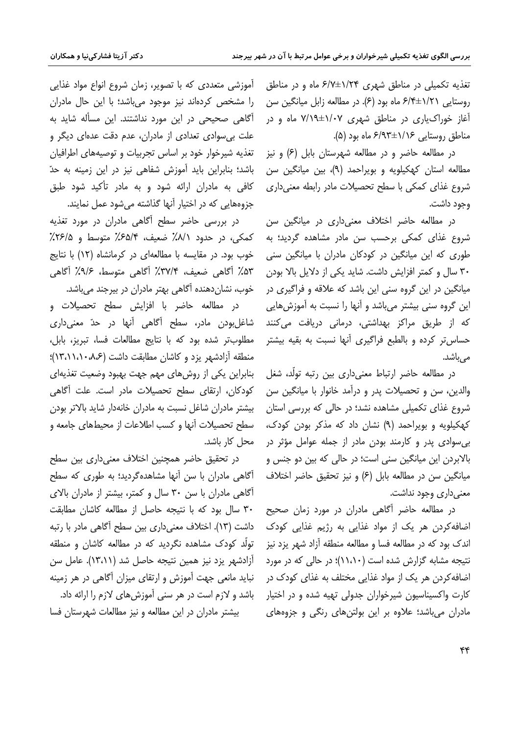تغذیه تکمیلی در مناطق شهری ۱/۲۴±۶/۷ ماه و در مناطق روستایی ۱/۲۱±۶/۴ ماه بود (۶). در مطالعه زابل میانگین سن آغاز خوراک‌یاری در مناطق شهری ۱/۰۷±۷/۱۹ ماه و در مناطق روستایی ۱/۱۶±۶/۹۳ ماه بود (۵).

در مطالعه حاضر و در مطالعه شهرستان بابل (۶) و نیز مطالعه استان کهکیلویه و بویراحمد (۹)، بین میانگین سن شروع غذای کمکی با سطح تحصیلات مادر رابطه معنی‌داری وجود داشت.

در مطالعه حاضر اختلاف معنی‌داری در میانگین سن شروع غذای کمکی برحسب سن مادر مشاهده گردید؛ به طوری که این میانگین در کودکان مادران با میانگین سنی ۳۰ سال و کمتر افزایش داشت. شاید یکی از دلایل بالا بودن میانگین در این گروه سنی این باشد که علاقه و فراگیری در این گروه سنی بیشتر می‌باشد و آنها را نسبت به آموزش‌هایی که از طریق مراکز بهداشتی، درمانی دریافت می‌کنند حساس‌تر کرده و بالطبع فراگیری آنها نسبت به بقیه بیشتر می‌باشد.

در مطالعه حاضر ارتباط معنی‌داری بین رتبه تولّد، شغل والدین، سن و تحصیلات پدر و درآمد خانوار با میانگین سن شروع غذای تکمیلی مشاهده نشد؛ در حالی که بررسی استان کهکیلویه و بویراحمد (۹) نشان داد که مذکر بودن کودک، بی‌سوادی پدر و کارمند بودن مادر از جمله عوامل مؤثر در بالابردن این میانگین سنی است؛ در حالی که بین دو جنس و میانگین سن در مطالعه بابل (۶) و نیز تحقیق حاضر اختلاف معنی‌داری وجود نداشت.

در مطالعه حاضر آگاهی مادران در مورد زمان صحیح اضافه‌کردن هر یک از مواد غذایی به رژیم غذایی کودک اندک بود که در مطالعه فسا و مطالعه منطقه آزاد شهر یزد نیز نتیجه مشابه گزارش شده است (۱۱،۱۰)؛ در حالی که در مورد اضافه‌کردن هر یک از مواد غذایی مختلف به غذای کودک در کارت واکسیناسیون شیرخواران جدولی تهیه شده و در اختیار مادران می‌باشد؛ علاوه بر این بولتن‌های رنگی و جزوه‌های آموزشی متعددی که با تصویر، زمان شروع انواع مواد غذایی را مشخص کرده‌اند نیز موجود می‌باشد؛ با این حال مادران آگاهی صحیحی در این مورد نداشتند. این مسأله شاید به علت بی‌سوادی تعدادی از مادران، عدم دقت عده‌ای دیگر و تغذیه شیرخوار خود بر اساس تجربیات و توصیه‌های اطرافیان باشد؛ بنابراین باید آموزش شفاهی نیز در این زمینه به حدّ کافی به مادران ارائه شود و به مادر تأکید شود طبق جزوه‌هایی که در اختیار آنها گذاشته می‌شود عمل نمایند.

در بررسی حاضر سطح آگاهی مادران در مورد تغذیه کمکی، در حدود ۸/۱٪ ضعیف، ۶۵/۴٪ متوسط و ۲۶/۵٪ خوب بود. در مقایسه با مطالعه‌ای در کرمانشاه (۱۲) با نتایج ۵۳٪ آگاهی ضعیف، ۳۷/۴٪ آگاهی متوسط، ۹/۶٪ آگاهی خوب، نشان‌دهنده آگاهی بهتر مادران در بیرجند می‌باشد.

در مطالعه حاضر با افزایش سطح تحصیلات و شاغل‌بودن مادر، سطح آگاهی آنها در حدّ معنی‌داری مطلوب‌تر شده بود که با نتایج مطالعات فسا، تبریز، بابل، منطقه آزادشهر یزد و کاشان مطابقت داشت (۱۳،۱۱،۱۰،۸،۶)؛ بنابراین یکی از روش‌های مهم جهت بهبود وضعیت تغذیه‌ای کودکان، ارتقای سطح تحصیلات مادر است. علت آگاهی بیشتر مادران شاغل نسبت به مادران خانه‌دار شاید بالاتر بودن سطح تحصیلات آنها و کسب اطلاعات از محیط‌های جامعه و محل کار باشد.

در تحقیق حاضر همچنین اختلاف معنی‌داری بین سطح آگاهی مادران با سن آنها مشاهده‌گردید؛ به طوری که سطح آگاهی مادران با سن ۳۰ سال و کمتر، بیشتر از مادران بالای ۳۰ سال بود که با نتیجه حاصل از مطالعه کاشان مطابقت داشت (۱۳). اختلاف معنی‌داری بین سطح آگاهی مادر با رتبه تولّد کودک مشاهده نگردید که در مطالعه کاشان و منطقه آزادشهر یزد نیز همین نتیجه حاصل شد (۱۳،۱۱). عامل سن نباید مانعی جهت آموزش و ارتقای میزان آگاهی در هر زمینه باشد و لازم است در هر سنی آموزش‌های لازم را ارائه داد.

بیشتر مادران در این مطالعه و نیز مطالعات شهرستان فسا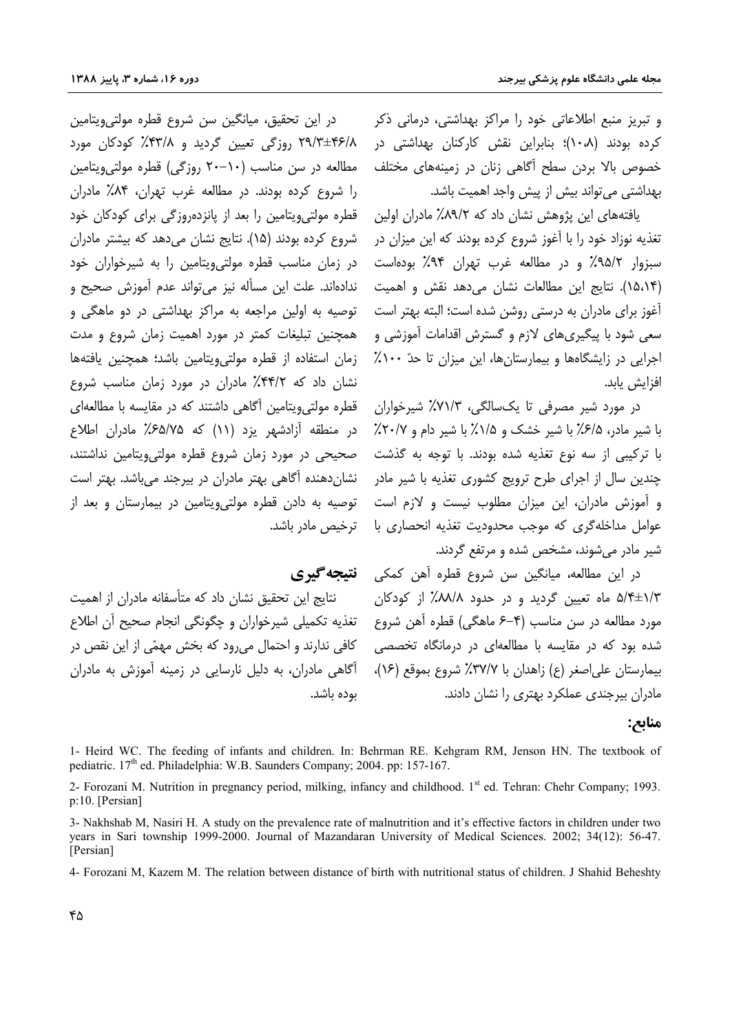و تبریز منبع اطلاعاتی خود را مراکز بهداشتی، درمانی ذکر کرده بودند (۱۰،۸)؛ بنابراین نقش کارکنان بهداشتی در خصوص بالا بردن سطح آگاهی زنان در زمینه‌های مختلف بهداشتی می‌تواند بیش از پیش واجد اهمیت باشد.

یافته‌های این پژوهش نشان داد که ۸۹/۲٪ مادران اولین تغذیه نوزاد خود را با آغوز شروع کرده بودند که این میزان در سبزوار ۹۵/۲٪ و در مطالعه غرب تهران ۹۴٪ بوده‌است (۱۵،۱۴). نتایج این مطالعات نشان می‌دهد نقش و اهمیت آغوز برای مادران به درستی روشن شده است؛ البته بهتر است سعی شود با پیگیری‌های لازم و گسترش اقدامات آموزشی و اجرایی در زایشگاه‌ها و بیمارستان‌ها، این میزان تا حدّ ۱۰۰٪ افزایش یابد.

در مورد شیر مصرفی تا یک‌سالگی، ۷۱/۳٪ شیرخواران با شیر مادر، ۶/۵٪ با شیر خشک و ۱/۵٪ با شیر دام و ۲۰/۷٪ با ترکیبی از سه نوع تغذیه شده بودند. با توجه به گذشت چندین سال از اجرای طرح ترویج کشوری تغذیه با شیر مادر و آموزش مادران، این میزان مطلوب نیست و لازم است عوامل مداخله‌گری که موجب محدودیت تغذیه انحصاری با شیر مادر می‌شوند، مشخص شده و مرتفع گردند.

در این مطالعه، میانگین سن شروع قطره آهن کمکی ۵/۴±۱/۳ ماه تعیین گردید و در حدود ۸۸/۸٪ از کودکان مورد مطالعه در سن مناسب (۴-۶ ماهگی) قطره آهن شروع شده بود که در مقایسه با مطالعه‌ای در درمانگاه تخصصی بیمارستان علی‌اصغر (ع) زاهدان با ۳۷/۷٪ شروع بموقع (۱۶)، مادران بیرجندی عملکرد بهتری را نشان دادند.

در این تحقیق، میانگین سن شروع قطره مولتی‌ویتامین ۲۹/۳±۴۶/۸ روزگی تعیین گردید و ۴۳/۸٪ کودکان مورد مطالعه در سن مناسب (۱۰-۲۰ روزگی) قطره مولتی‌ویتامین را شروع کرده بودند. در مطالعه غرب تهران، ۸۴٪ مادران قطره مولتی‌ویتامین را بعد از پانزده‌روزگی برای کودکان خود شروع کرده بودند (۱۵). نتایج نشان می‌دهد که بیشتر مادران در زمان مناسب قطره مولتی‌ویتامین را به شیرخواران خود نداده‌اند. علت این مسأله نیز می‌تواند عدم آموزش صحیح و توصیه به اولین مراجعه به مراکز بهداشتی در دو ماهگی و همچنین تبلیغات کمتر در مورد اهمیت زمان شروع و مدت زمان استفاده از قطره مولتی‌ویتامین باشد؛ همچنین یافته‌ها نشان داد که ۴۴/۲٪ مادران در مورد زمان مناسب شروع قطره مولتی‌ویتامین آگاهی داشتند که در مقایسه با مطالعه‌ای در منطقه آزادشهر یزد (۱۱) که ۶۵/۷۵٪ مادران اطلاع صحیحی در مورد زمان شروع قطره مولتی‌ویتامین نداشتند، نشان‌دهنده آگاهی بهتر مادران در بیرجند می‌باشد. بهتر است توصیه به دادن قطره مولتی‌ویتامین در بیمارستان و بعد از ترخیص مادر باشد.

## نتیجه‌گیری

نتایج این تحقیق نشان داد که متأسفانه مادران از اهمیت تغذیه تکمیلی شیرخواران و چگونگی انجام صحیح آن اطلاع کافی ندارند و احتمال می‌رود که بخش مهمّی از این نقص در آگاهی مادران، به دلیل نارسایی در زمینه آموزش به مادران بوده باشد.

## منابع:

1- Heird WC. The feeding of infants and children. In: Behrman RE. Kehgram RM, Jenson HN. The textbook of pediatric. 17th ed. Philadelphia: W.B. Saunders Company; 2004. pp: 157-167.

2- Forozani M. Nutrition in pregnancy period, milking, infancy and childhood. 1st ed. Tehran: Chehr Company; 1993. p:10. [Persian]

3- Nakhshab M, Nasiri H. A study on the prevalence rate of malnutrition and it's effective factors in children under two years in Sari township 1999-2000. Journal of Mazandaran University of Medical Sciences. 2002; 34(12): 56-47. [Persian]

4- Forozani M, Kazem M. The relation between distance of birth with nutritional status of children. J Shahid Beheshty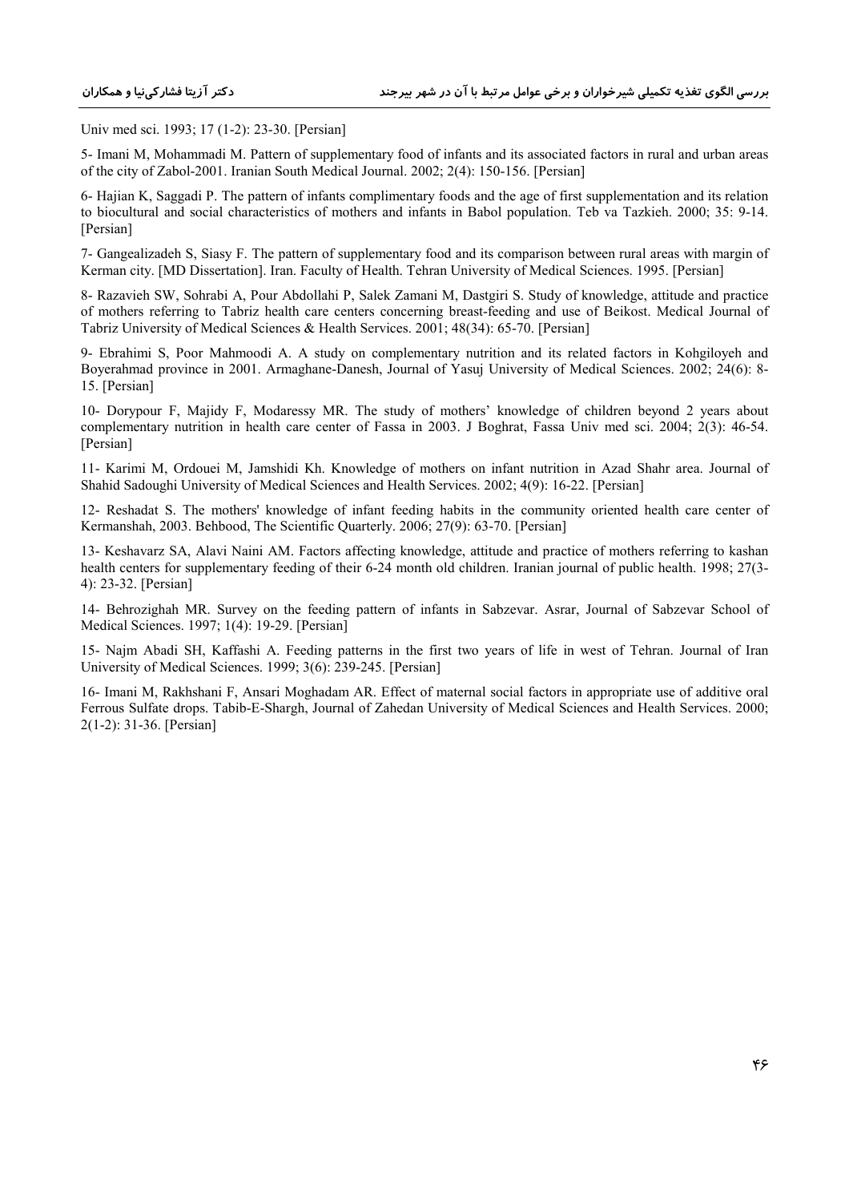Univ med sci. 1993; 17 (1-2): 23-30. [Persian]

5- Imani M, Mohammadi M. Pattern of supplementary food of infants and its associated factors in rural and urban areas of the city of Zabol-2001. Iranian South Medical Journal. 2002; 2(4): 150-156. [Persian]

6- Hajian K, Saggadi P. The pattern of infants complimentary foods and the age of first supplementation and its relation to biocultural and social characteristics of mothers and infants in Babol population. Teb va Tazkieh. 2000; 35: 9-14. [Persian]

7- Gangealizadeh S, Siasy F. The pattern of supplementary food and its comparison between rural areas with margin of Kerman city. [MD Dissertation]. Iran. Faculty of Health. Tehran University of Medical Sciences. 1995. [Persian]

8- Razavieh SW, Sohrabi A, Pour Abdollahi P, Salek Zamani M, Dastgiri S. Study of knowledge, attitude and practice of mothers referring to Tabriz health care centers concerning breast-feeding and use of Beikost. Medical Journal of Tabriz University of Medical Sciences & Health Services. 2001; 48(34): 65-70. [Persian]

9- Ebrahimi S, Poor Mahmoodi A. A study on complementary nutrition and its related factors in Kohgiloyeh and Boyerahmad province in 2001. Armaghane-Danesh, Journal of Yasuj University of Medical Sciences. 2002; 24(6): 8-15. [Persian]

10- Dorypour F, Majidy F, Modaressy MR. The study of mothers' knowledge of children beyond 2 years about complementary nutrition in health care center of Fassa in 2003. J Boghrat, Fassa Univ med sci. 2004; 2(3): 46-54. [Persian]

11- Karimi M, Ordouei M, Jamshidi Kh. Knowledge of mothers on infant nutrition in Azad Shahr area. Journal of Shahid Sadoughi University of Medical Sciences and Health Services. 2002; 4(9): 16-22. [Persian]

12- Reshadat S. The mothers' knowledge of infant feeding habits in the community oriented health care center of Kermanshah, 2003. Behbood, The Scientific Quarterly. 2006; 27(9): 63-70. [Persian]

13- Keshavarz SA, Alavi Naini AM. Factors affecting knowledge, attitude and practice of mothers referring to kashan health centers for supplementary feeding of their 6-24 month old children. Iranian journal of public health. 1998; 27(3-4): 23-32. [Persian]

14- Behrozighah MR. Survey on the feeding pattern of infants in Sabzevar. Asrar, Journal of Sabzevar School of Medical Sciences. 1997; 1(4): 19-29. [Persian]

15- Najm Abadi SH, Kaffashi A. Feeding patterns in the first two years of life in west of Tehran. Journal of Iran University of Medical Sciences. 1999; 3(6): 239-245. [Persian]

16- Imani M, Rakhshani F, Ansari Moghadam AR. Effect of maternal social factors in appropriate use of additive oral Ferrous Sulfate drops. Tabib-E-Shargh, Journal of Zahedan University of Medical Sciences and Health Services. 2000; 2(1-2): 31-36. [Persian]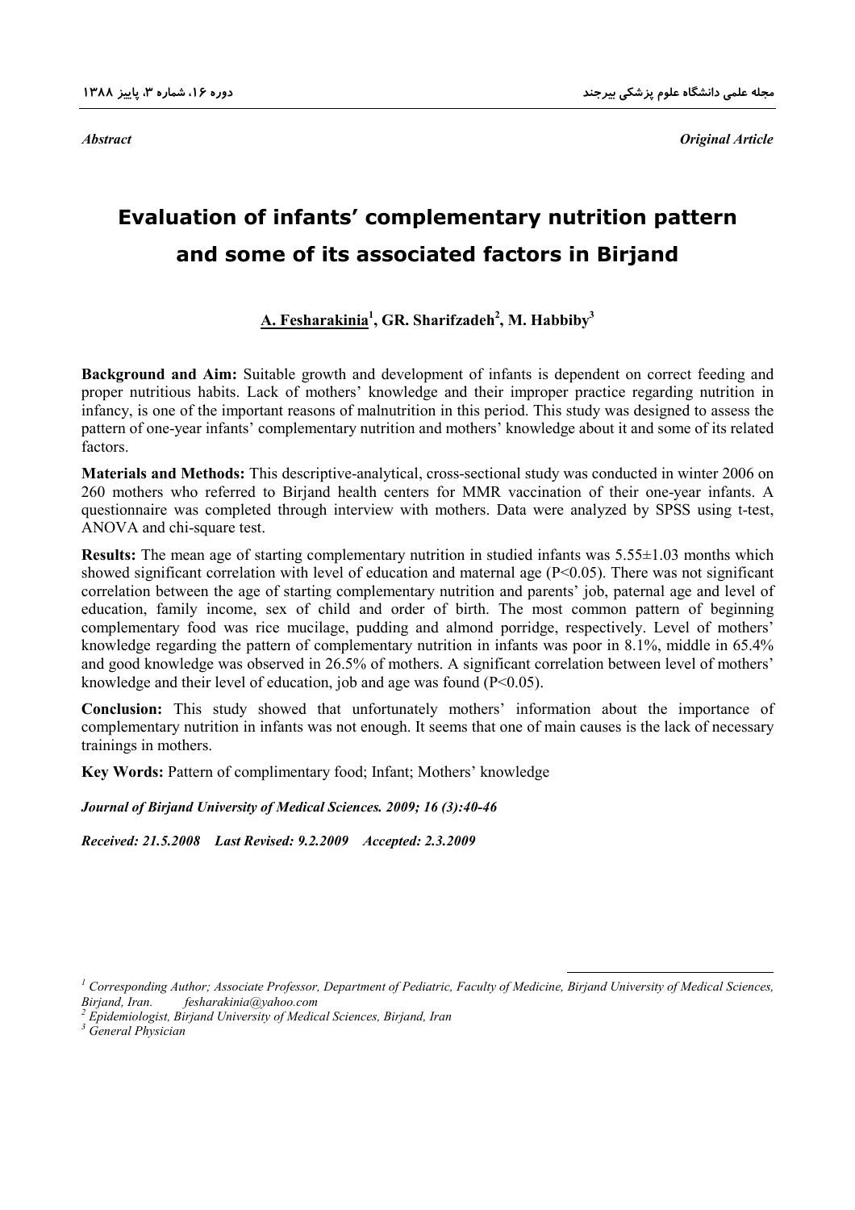*Abstract* *Original Article*

# Evaluation of infants' complementary nutrition pattern and some of its associated factors in Birjand

**A. Fesharakinia[1], GR. Sharifzadeh[2], M. Habbiby[3]**

**Background and Aim:** Suitable growth and development of infants is dependent on correct feeding and proper nutritious habits. Lack of mothers' knowledge and their improper practice regarding nutrition in infancy, is one of the important reasons of malnutrition in this period. This study was designed to assess the pattern of one-year infants' complementary nutrition and mothers' knowledge about it and some of its related factors.

**Materials and Methods:** This descriptive-analytical, cross-sectional study was conducted in winter 2006 on 260 mothers who referred to Birjand health centers for MMR vaccination of their one-year infants. A questionnaire was completed through interview with mothers. Data were analyzed by SPSS using t-test, ANOVA and chi-square test.

**Results:** The mean age of starting complementary nutrition in studied infants was 5.55±1.03 months which showed significant correlation with level of education and maternal age ($P<0.05$). There was not significant correlation between the age of starting complementary nutrition and parents' job, paternal age and level of education, family income, sex of child and order of birth. The most common pattern of beginning complementary food was rice mucilage, pudding and almond porridge, respectively. Level of mothers' knowledge regarding the pattern of complementary nutrition in infants was poor in 8.1%, middle in 65.4% and good knowledge was observed in 26.5% of mothers. A significant correlation between level of mothers' knowledge and their level of education, job and age was found ($P<0.05$).

**Conclusion:** This study showed that unfortunately mothers' information about the importance of complementary nutrition in infants was not enough. It seems that one of main causes is the lack of necessary trainings in mothers.

**Key Words:** Pattern of complimentary food; Infant; Mothers' knowledge

***Journal of Birjand University of Medical Sciences. 2009; 16 (3):40-46***

***Received: 21.5.2008 Last Revised: 9.2.2009 Accepted: 2.3.2009***

---

*[1] Corresponding Author; Associate Professor, Department of Pediatric, Faculty of Medicine, Birjand University of Medical Sciences, Birjand, Iran. fesharakinia@yahoo.com*

*[2] Epidemiologist, Birjand University of Medical Sciences, Birjand, Iran*

*[3] General Physician*